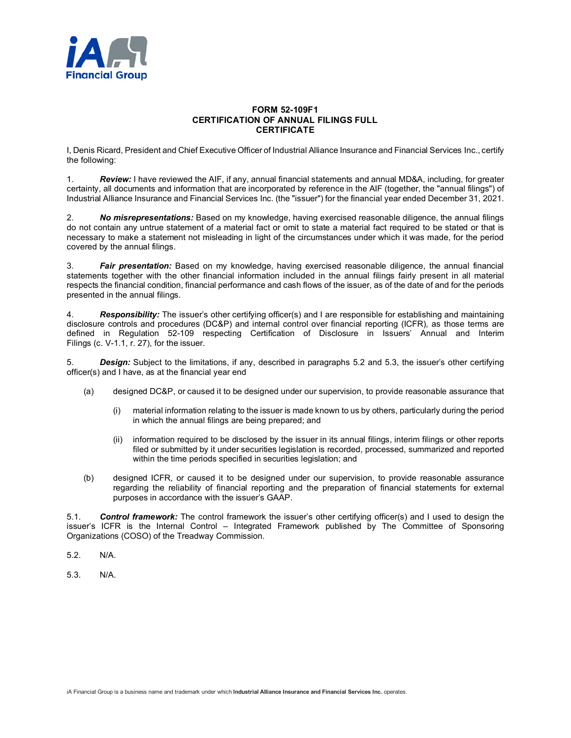**FORM 52-109F1**
**CERTIFICATION OF ANNUAL FILINGS FULL CERTIFICATE**

I, Denis Ricard, President and Chief Executive Officer of Industrial Alliance Insurance and Financial Services Inc., certify the following:

1. ***Review:*** I have reviewed the AIF, if any, annual financial statements and annual MD&A, including, for greater certainty, all documents and information that are incorporated by reference in the AIF (together, the "annual filings") of Industrial Alliance Insurance and Financial Services Inc. (the "issuer") for the financial year ended December 31, 2021.

2. ***No misrepresentations:*** Based on my knowledge, having exercised reasonable diligence, the annual filings do not contain any untrue statement of a material fact or omit to state a material fact required to be stated or that is necessary to make a statement not misleading in light of the circumstances under which it was made, for the period covered by the annual filings.

3. ***Fair presentation:*** Based on my knowledge, having exercised reasonable diligence, the annual financial statements together with the other financial information included in the annual filings fairly present in all material respects the financial condition, financial performance and cash flows of the issuer, as of the date of and for the periods presented in the annual filings.

4. ***Responsibility:*** The issuer's other certifying officer(s) and I are responsible for establishing and maintaining disclosure controls and procedures (DC&P) and internal control over financial reporting (ICFR), as those terms are defined in Regulation 52-109 respecting Certification of Disclosure in Issuers' Annual and Interim Filings (c. V-1.1, r. 27), for the issuer.

5. ***Design:*** Subject to the limitations, if any, described in paragraphs 5.2 and 5.3, the issuer's other certifying officer(s) and I have, as at the financial year end

   (a) designed DC&P, or caused it to be designed under our supervision, to provide reasonable assurance that

      (i) material information relating to the issuer is made known to us by others, particularly during the period in which the annual filings are being prepared; and

      (ii) information required to be disclosed by the issuer in its annual filings, interim filings or other reports filed or submitted by it under securities legislation is recorded, processed, summarized and reported within the time periods specified in securities legislation; and

   (b) designed ICFR, or caused it to be designed under our supervision, to provide reasonable assurance regarding the reliability of financial reporting and the preparation of financial statements for external purposes in accordance with the issuer's GAAP.

5.1. ***Control framework:*** The control framework the issuer's other certifying officer(s) and I used to design the issuer's ICFR is the Internal Control – Integrated Framework published by The Committee of Sponsoring Organizations (COSO) of the Treadway Commission.

5.2. N/A.

5.3. N/A.

iA Financial Group is a business name and trademark under which **Industrial Alliance Insurance and Financial Services Inc.** operates.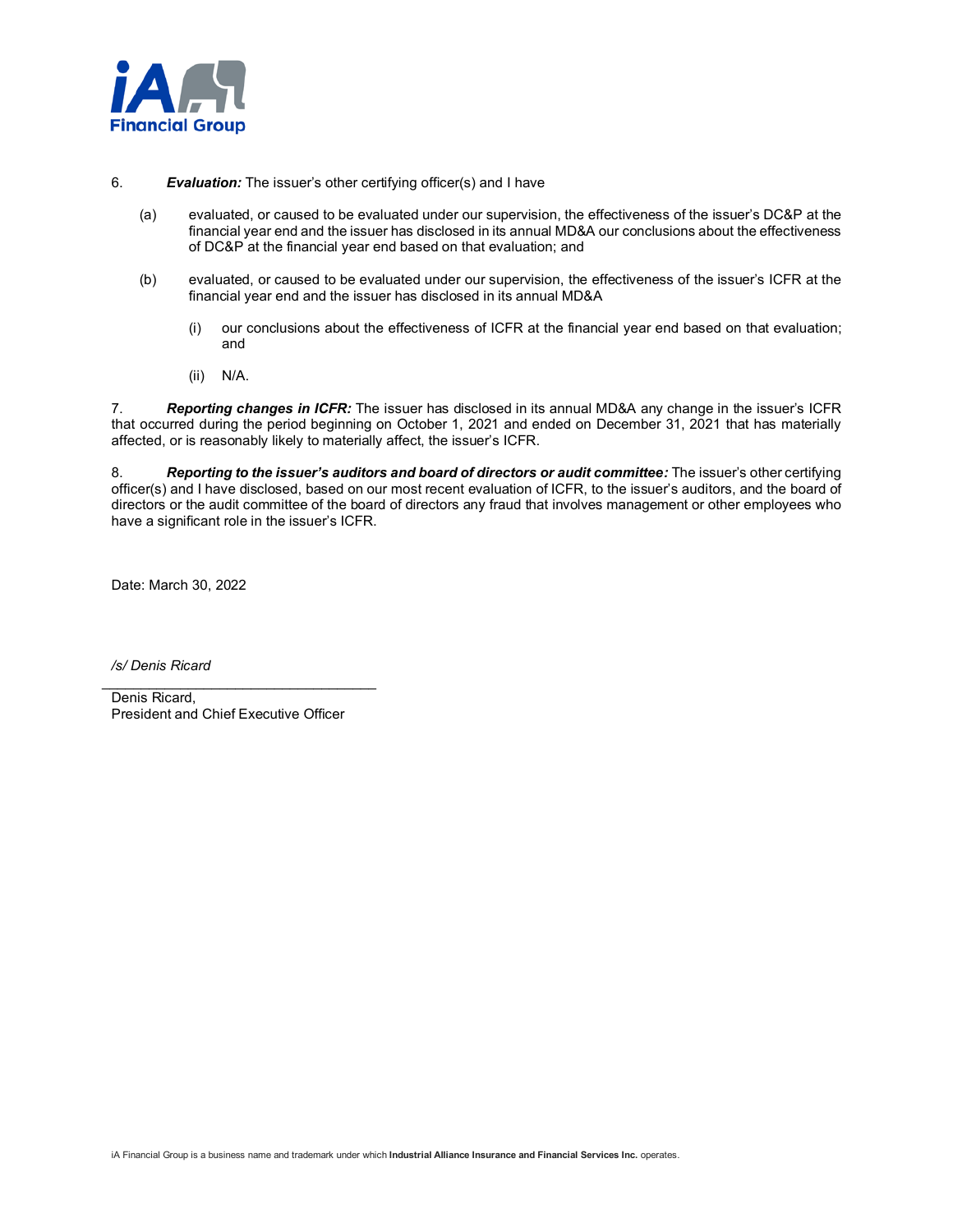6. ***Evaluation:*** The issuer's other certifying officer(s) and I have

   (a) evaluated, or caused to be evaluated under our supervision, the effectiveness of the issuer's DC&P at the financial year end and the issuer has disclosed in its annual MD&A our conclusions about the effectiveness of DC&P at the financial year end based on that evaluation; and

   (b) evaluated, or caused to be evaluated under our supervision, the effectiveness of the issuer's ICFR at the financial year end and the issuer has disclosed in its annual MD&A

      (i) our conclusions about the effectiveness of ICFR at the financial year end based on that evaluation; and

      (ii) N/A.

7. ***Reporting changes in ICFR:*** The issuer has disclosed in its annual MD&A any change in the issuer's ICFR that occurred during the period beginning on October 1, 2021 and ended on December 31, 2021 that has materially affected, or is reasonably likely to materially affect, the issuer's ICFR.

8. ***Reporting to the issuer's auditors and board of directors or audit committee:*** The issuer's other certifying officer(s) and I have disclosed, based on our most recent evaluation of ICFR, to the issuer's auditors, and the board of directors or the audit committee of the board of directors any fraud that involves management or other employees who have a significant role in the issuer's ICFR.

Date: March 30, 2022

*/s/ Denis Ricard*

\_\_\_\_\_\_\_\_\_\_\_\_\_\_\_\_\_\_\_\_\_\_\_\_\_\_\_\_\_\_\_\_\_\_

Denis Ricard,
President and Chief Executive Officer

iA Financial Group is a business name and trademark under which **Industrial Alliance Insurance and Financial Services Inc.** operates.